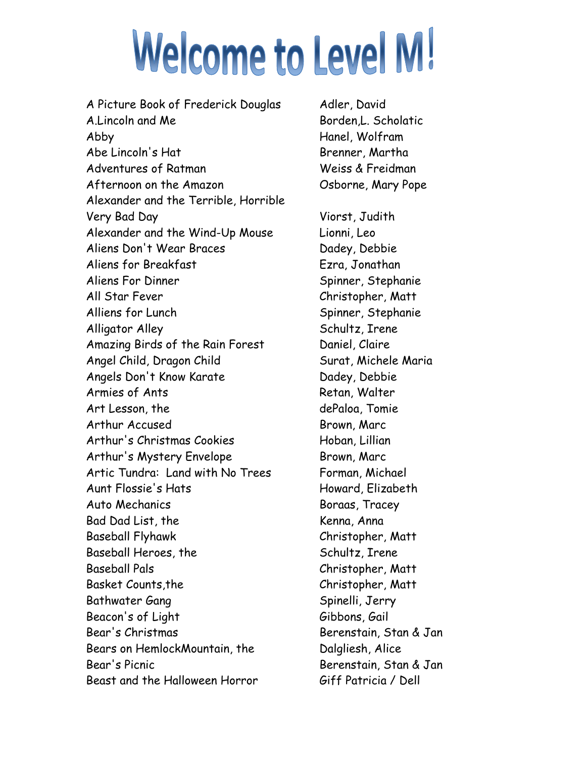# Welcome to Level M!

| Title | Author |
|---|---|
| A Picture Book of Frederick Douglas | Adler, David |
| A.Lincoln and Me | Borden,L. Scholatic |
| Abby | Hanel, Wolfram |
| Abe Lincoln's Hat | Brenner, Martha |
| Adventures of Ratman | Weiss & Freidman |
| Afternoon on the Amazon | Osborne, Mary Pope |
| Alexander and the Terrible, Horrible Very Bad Day | Viorst, Judith |
| Alexander and the Wind-Up Mouse | Lionni, Leo |
| Aliens Don't Wear Braces | Dadey, Debbie |
| Aliens for Breakfast | Ezra, Jonathan |
| Aliens For Dinner | Spinner, Stephanie |
| All Star Fever | Christopher, Matt |
| Alliens for Lunch | Spinner, Stephanie |
| Alligator Alley | Schultz, Irene |
| Amazing Birds of the Rain Forest | Daniel, Claire |
| Angel Child, Dragon Child | Surat, Michele Maria |
| Angels Don't Know Karate | Dadey, Debbie |
| Armies of Ants | Retan, Walter |
| Art Lesson, the | dePaloa, Tomie |
| Arthur Accused | Brown, Marc |
| Arthur's Christmas Cookies | Hoban, Lillian |
| Arthur's Mystery Envelope | Brown, Marc |
| Artic Tundra: Land with No Trees | Forman, Michael |
| Aunt Flossie's Hats | Howard, Elizabeth |
| Auto Mechanics | Boraas, Tracey |
| Bad Dad List, the | Kenna, Anna |
| Baseball Flyhawk | Christopher, Matt |
| Baseball Heroes, the | Schultz, Irene |
| Baseball Pals | Christopher, Matt |
| Basket Counts,the | Christopher, Matt |
| Bathwater Gang | Spinelli, Jerry |
| Beacon's of Light | Gibbons, Gail |
| Bear's Christmas | Berenstain, Stan & Jan |
| Bears on HemlockMountain, the | Dalgliesh, Alice |
| Bear's Picnic | Berenstain, Stan & Jan |
| Beast and the Halloween Horror | Giff Patricia / Dell |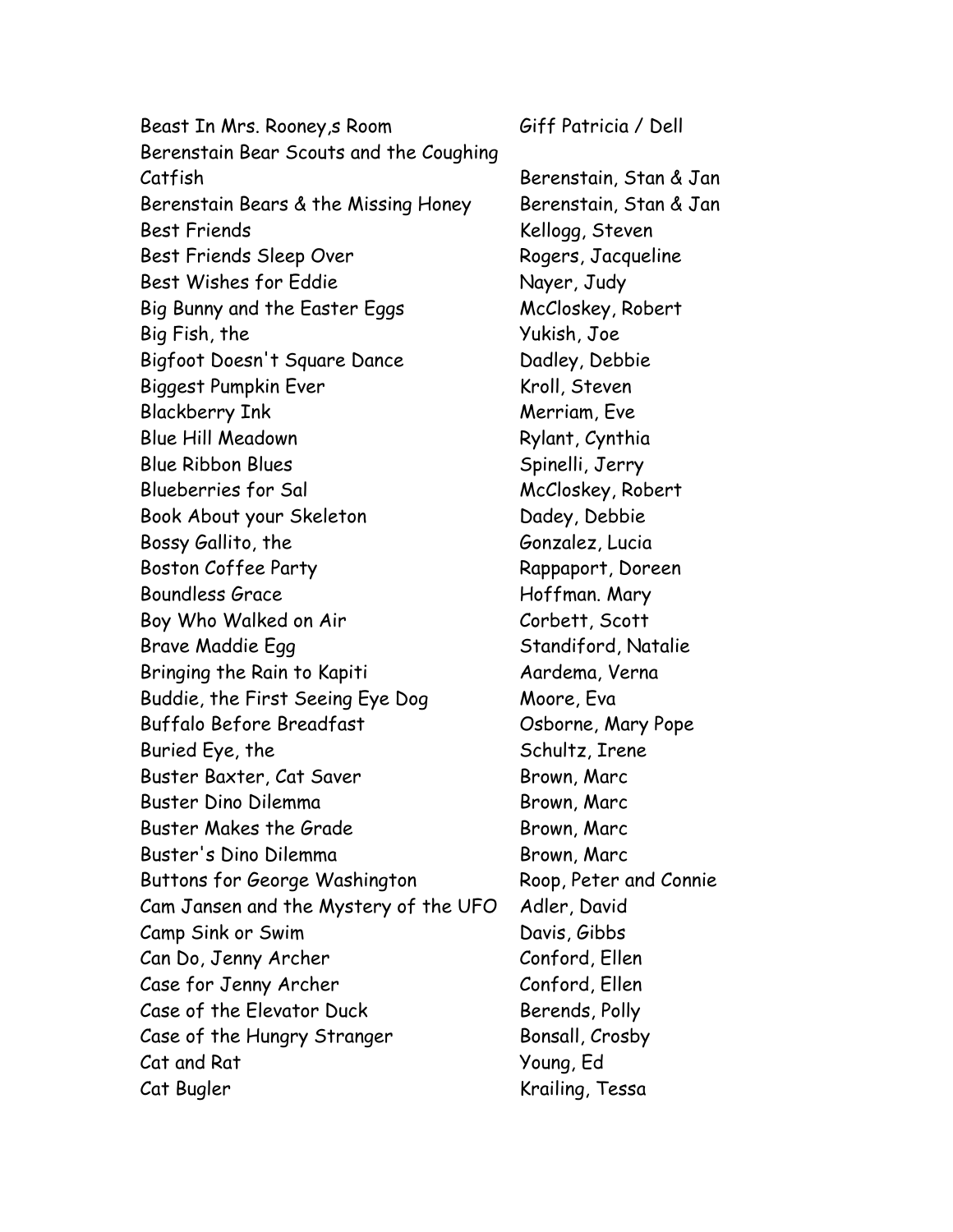| | |
|---|---|
| Beast In Mrs. Rooney,s Room | Giff Patricia / Dell |
| Berenstain Bear Scouts and the Coughing Catfish | Berenstain, Stan & Jan |
| Berenstain Bears & the Missing Honey | Berenstain, Stan & Jan |
| Best Friends | Kellogg, Steven |
| Best Friends Sleep Over | Rogers, Jacqueline |
| Best Wishes for Eddie | Nayer, Judy |
| Big Bunny and the Easter Eggs | McCloskey, Robert |
| Big Fish, the | Yukish, Joe |
| Bigfoot Doesn't Square Dance | Dadley, Debbie |
| Biggest Pumpkin Ever | Kroll, Steven |
| Blackberry Ink | Merriam, Eve |
| Blue Hill Meadown | Rylant, Cynthia |
| Blue Ribbon Blues | Spinelli, Jerry |
| Blueberries for Sal | McCloskey, Robert |
| Book About your Skeleton | Dadey, Debbie |
| Bossy Gallito, the | Gonzalez, Lucia |
| Boston Coffee Party | Rappaport, Doreen |
| Boundless Grace | Hoffman. Mary |
| Boy Who Walked on Air | Corbett, Scott |
| Brave Maddie Egg | Standiford, Natalie |
| Bringing the Rain to Kapiti | Aardema, Verna |
| Buddie, the First Seeing Eye Dog | Moore, Eva |
| Buffalo Before Breadfast | Osborne, Mary Pope |
| Buried Eye, the | Schultz, Irene |
| Buster Baxter, Cat Saver | Brown, Marc |
| Buster Dino Dilemma | Brown, Marc |
| Buster Makes the Grade | Brown, Marc |
| Buster's Dino Dilemma | Brown, Marc |
| Buttons for George Washington | Roop, Peter and Connie |
| Cam Jansen and the Mystery of the UFO | Adler, David |
| Camp Sink or Swim | Davis, Gibbs |
| Can Do, Jenny Archer | Conford, Ellen |
| Case for Jenny Archer | Conford, Ellen |
| Case of the Elevator Duck | Berends, Polly |
| Case of the Hungry Stranger | Bonsall, Crosby |
| Cat and Rat | Young, Ed |
| Cat Bugler | Krailing, Tessa |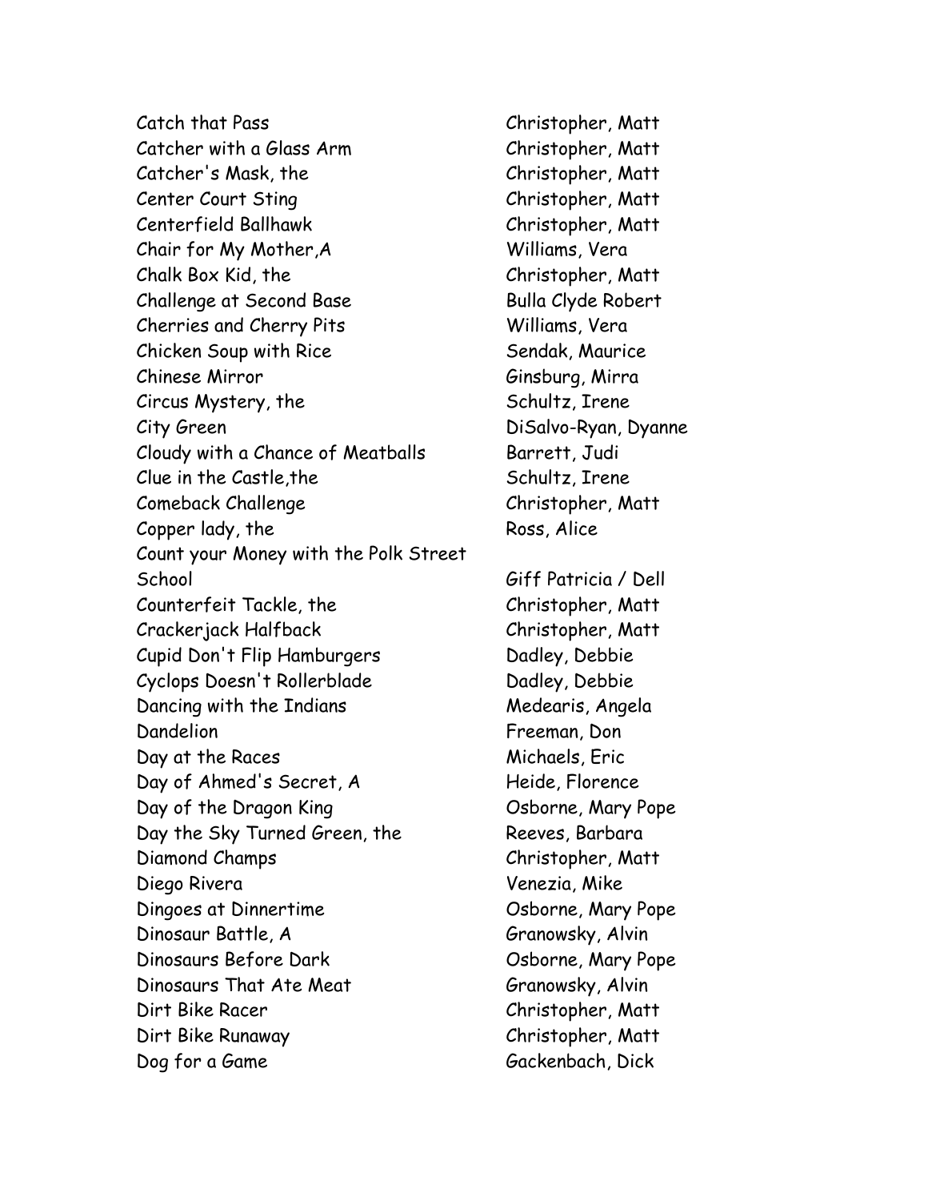| | |
|---|---|
| Catch that Pass | Christopher, Matt |
| Catcher with a Glass Arm | Christopher, Matt |
| Catcher's Mask, the | Christopher, Matt |
| Center Court Sting | Christopher, Matt |
| Centerfield Ballhawk | Christopher, Matt |
| Chair for My Mother,A | Williams, Vera |
| Chalk Box Kid, the | Christopher, Matt |
| Challenge at Second Base | Bulla Clyde Robert |
| Cherries and Cherry Pits | Williams, Vera |
| Chicken Soup with Rice | Sendak, Maurice |
| Chinese Mirror | Ginsburg, Mirra |
| Circus Mystery, the | Schultz, Irene |
| City Green | DiSalvo-Ryan, Dyanne |
| Cloudy with a Chance of Meatballs | Barrett, Judi |
| Clue in the Castle,the | Schultz, Irene |
| Comeback Challenge | Christopher, Matt |
| Copper lady, the | Ross, Alice |
| Count your Money with the Polk Street School | Giff Patricia / Dell |
| Counterfeit Tackle, the | Christopher, Matt |
| Crackerjack Halfback | Christopher, Matt |
| Cupid Don't Flip Hamburgers | Dadley, Debbie |
| Cyclops Doesn't Rollerblade | Dadley, Debbie |
| Dancing with the Indians | Medearis, Angela |
| Dandelion | Freeman, Don |
| Day at the Races | Michaels, Eric |
| Day of Ahmed's Secret, A | Heide, Florence |
| Day of the Dragon King | Osborne, Mary Pope |
| Day the Sky Turned Green, the | Reeves, Barbara |
| Diamond Champs | Christopher, Matt |
| Diego Rivera | Venezia, Mike |
| Dingoes at Dinnertime | Osborne, Mary Pope |
| Dinosaur Battle, A | Granowsky, Alvin |
| Dinosaurs Before Dark | Osborne, Mary Pope |
| Dinosaurs That Ate Meat | Granowsky, Alvin |
| Dirt Bike Racer | Christopher, Matt |
| Dirt Bike Runaway | Christopher, Matt |
| Dog for a Game | Gackenbach, Dick |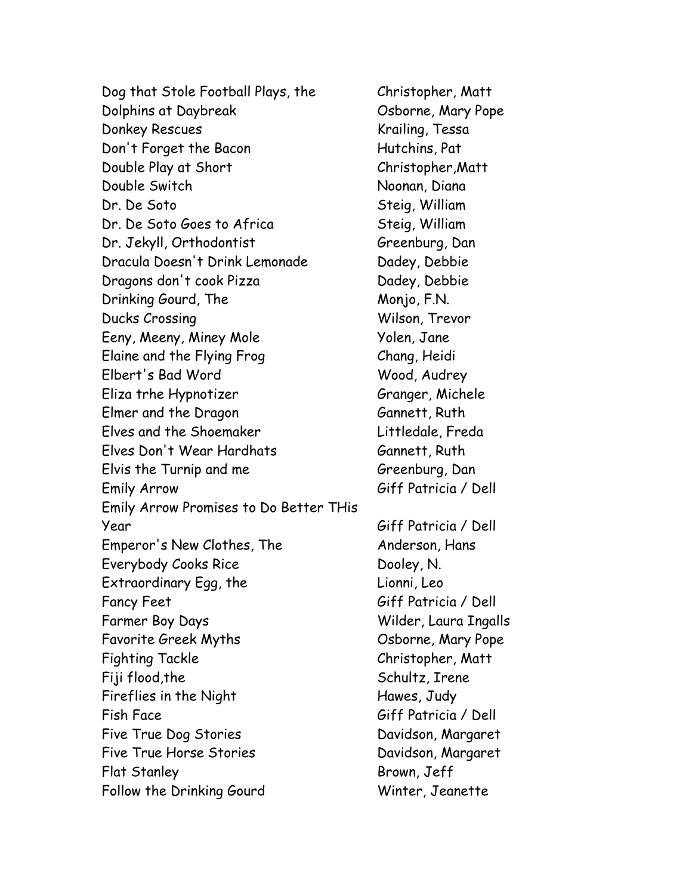| | |
|---|---|
| Dog that Stole Football Plays, the | Christopher, Matt |
| Dolphins at Daybreak | Osborne, Mary Pope |
| Donkey Rescues | Krailing, Tessa |
| Don't Forget the Bacon | Hutchins, Pat |
| Double Play at Short | Christopher,Matt |
| Double Switch | Noonan, Diana |
| Dr. De Soto | Steig, William |
| Dr. De Soto Goes to Africa | Steig, William |
| Dr. Jekyll, Orthodontist | Greenburg, Dan |
| Dracula Doesn't Drink Lemonade | Dadey, Debbie |
| Dragons don't cook Pizza | Dadey, Debbie |
| Drinking Gourd, The | Monjo, F.N. |
| Ducks Crossing | Wilson, Trevor |
| Eeny, Meeny, Miney Mole | Yolen, Jane |
| Elaine and the Flying Frog | Chang, Heidi |
| Elbert's Bad Word | Wood, Audrey |
| Eliza trhe Hypnotizer | Granger, Michele |
| Elmer and the Dragon | Gannett, Ruth |
| Elves and the Shoemaker | Littledale, Freda |
| Elves Don't Wear Hardhats | Gannett, Ruth |
| Elvis the Turnip and me | Greenburg, Dan |
| Emily Arrow | Giff Patricia / Dell |
| Emily Arrow Promises to Do Better THis Year | Giff Patricia / Dell |
| Emperor's New Clothes, The | Anderson, Hans |
| Everybody Cooks Rice | Dooley, N. |
| Extraordinary Egg, the | Lionni, Leo |
| Fancy Feet | Giff Patricia / Dell |
| Farmer Boy Days | Wilder, Laura Ingalls |
| Favorite Greek Myths | Osborne, Mary Pope |
| Fighting Tackle | Christopher, Matt |
| Fiji flood,the | Schultz, Irene |
| Fireflies in the Night | Hawes, Judy |
| Fish Face | Giff Patricia / Dell |
| Five True Dog Stories | Davidson, Margaret |
| Five True Horse Stories | Davidson, Margaret |
| Flat Stanley | Brown, Jeff |
| Follow the Drinking Gourd | Winter, Jeanette |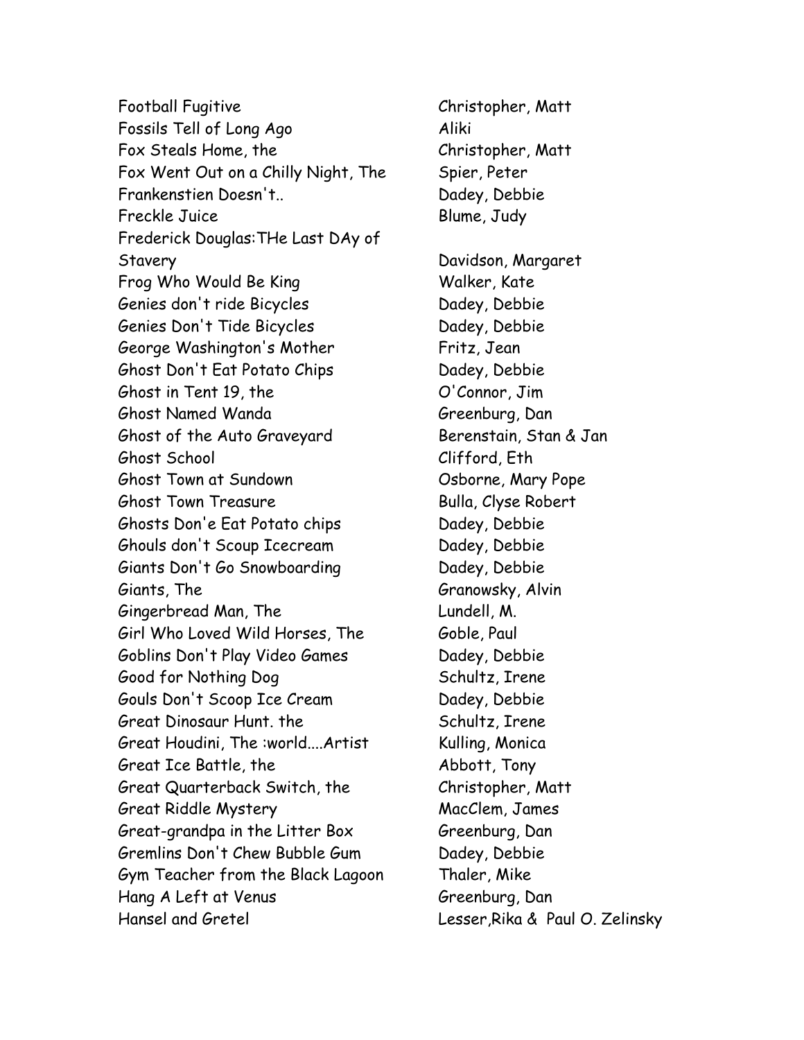| | |
|---|---|
| Football Fugitive | Christopher, Matt |
| Fossils Tell of Long Ago | Aliki |
| Fox Steals Home, the | Christopher, Matt |
| Fox Went Out on a Chilly Night, The | Spier, Peter |
| Frankenstien Doesn't.. | Dadey, Debbie |
| Freckle Juice | Blume, Judy |
| Frederick Douglas:THe Last DAy of Stavery | Davidson, Margaret |
| Frog Who Would Be King | Walker, Kate |
| Genies don't ride Bicycles | Dadey, Debbie |
| Genies Don't Tide Bicycles | Dadey, Debbie |
| George Washington's Mother | Fritz, Jean |
| Ghost Don't Eat Potato Chips | Dadey, Debbie |
| Ghost in Tent 19, the | O'Connor, Jim |
| Ghost Named Wanda | Greenburg, Dan |
| Ghost of the Auto Graveyard | Berenstain, Stan & Jan |
| Ghost School | Clifford, Eth |
| Ghost Town at Sundown | Osborne, Mary Pope |
| Ghost Town Treasure | Bulla, Clyse Robert |
| Ghosts Don'e Eat Potato chips | Dadey, Debbie |
| Ghouls don't Scoup Icecream | Dadey, Debbie |
| Giants Don't Go Snowboarding | Dadey, Debbie |
| Giants, The | Granowsky, Alvin |
| Gingerbread Man, The | Lundell, M. |
| Girl Who Loved Wild Horses, The | Goble, Paul |
| Goblins Don't Play Video Games | Dadey, Debbie |
| Good for Nothing Dog | Schultz, Irene |
| Gouls Don't Scoop Ice Cream | Dadey, Debbie |
| Great Dinosaur Hunt. the | Schultz, Irene |
| Great Houdini, The :world....Artist | Kulling, Monica |
| Great Ice Battle, the | Abbott, Tony |
| Great Quarterback Switch, the | Christopher, Matt |
| Great Riddle Mystery | MacClem, James |
| Great-grandpa in the Litter Box | Greenburg, Dan |
| Gremlins Don't Chew Bubble Gum | Dadey, Debbie |
| Gym Teacher from the Black Lagoon | Thaler, Mike |
| Hang A Left at Venus | Greenburg, Dan |
| Hansel and Gretel | Lesser,Rika & Paul O. Zelinsky |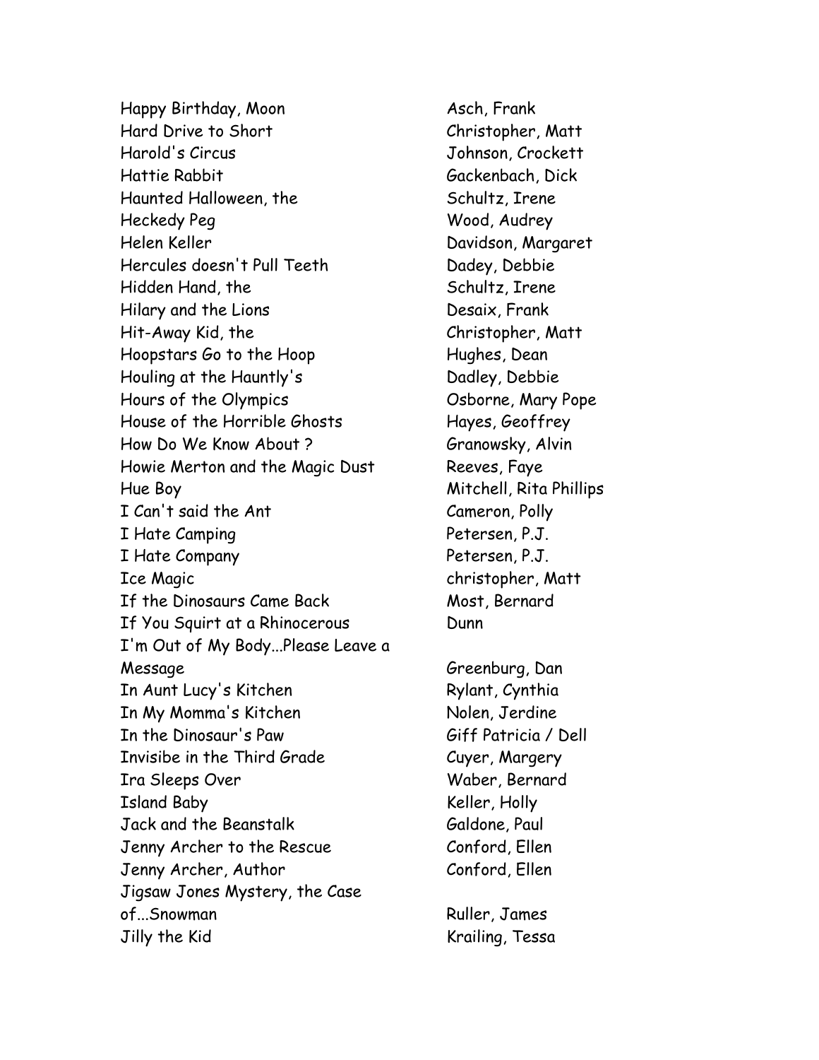| | |
|---|---|
| Happy Birthday, Moon | Asch, Frank |
| Hard Drive to Short | Christopher, Matt |
| Harold's Circus | Johnson, Crockett |
| Hattie Rabbit | Gackenbach, Dick |
| Haunted Halloween, the | Schultz, Irene |
| Heckedy Peg | Wood, Audrey |
| Helen Keller | Davidson, Margaret |
| Hercules doesn't Pull Teeth | Dadey, Debbie |
| Hidden Hand, the | Schultz, Irene |
| Hilary and the Lions | Desaix, Frank |
| Hit-Away Kid, the | Christopher, Matt |
| Hoopstars Go to the Hoop | Hughes, Dean |
| Houling at the Hauntly's | Dadley, Debbie |
| Hours of the Olympics | Osborne, Mary Pope |
| House of the Horrible Ghosts | Hayes, Geoffrey |
| How Do We Know About ? | Granowsky, Alvin |
| Howie Merton and the Magic Dust | Reeves, Faye |
| Hue Boy | Mitchell, Rita Phillips |
| I Can't said the Ant | Cameron, Polly |
| I Hate Camping | Petersen, P.J. |
| I Hate Company | Petersen, P.J. |
| Ice Magic | christopher, Matt |
| If the Dinosaurs Came Back | Most, Bernard |
| If You Squirt at a Rhinocerous | Dunn |
| I'm Out of My Body...Please Leave a Message | Greenburg, Dan |
| In Aunt Lucy's Kitchen | Rylant, Cynthia |
| In My Momma's Kitchen | Nolen, Jerdine |
| In the Dinosaur's Paw | Giff Patricia / Dell |
| Invisibe in the Third Grade | Cuyer, Margery |
| Ira Sleeps Over | Waber, Bernard |
| Island Baby | Keller, Holly |
| Jack and the Beanstalk | Galdone, Paul |
| Jenny Archer to the Rescue | Conford, Ellen |
| Jenny Archer, Author | Conford, Ellen |
| Jigsaw Jones Mystery, the Case of...Snowman | Ruller, James |
| Jilly the Kid | Krailing, Tessa |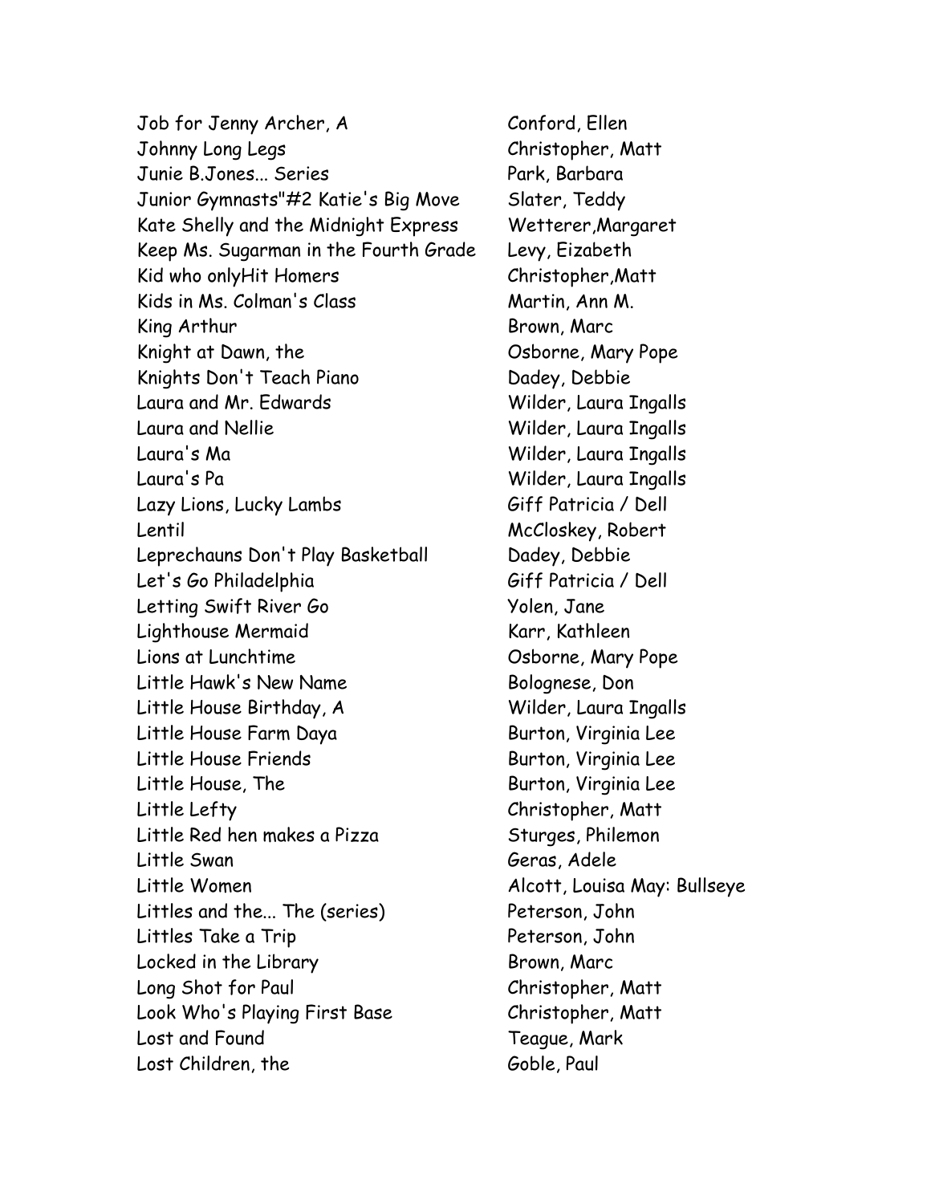| | |
|---|---|
| Job for Jenny Archer, A | Conford, Ellen |
| Johnny Long Legs | Christopher, Matt |
| Junie B.Jones... Series | Park, Barbara |
| Junior Gymnasts"#2 Katie's Big Move | Slater, Teddy |
| Kate Shelly and the Midnight Express | Wetterer,Margaret |
| Keep Ms. Sugarman in the Fourth Grade | Levy, Eizabeth |
| Kid who onlyHit Homers | Christopher,Matt |
| Kids in Ms. Colman's Class | Martin, Ann M. |
| King Arthur | Brown, Marc |
| Knight at Dawn, the | Osborne, Mary Pope |
| Knights Don't Teach Piano | Dadey, Debbie |
| Laura and Mr. Edwards | Wilder, Laura Ingalls |
| Laura and Nellie | Wilder, Laura Ingalls |
| Laura's Ma | Wilder, Laura Ingalls |
| Laura's Pa | Wilder, Laura Ingalls |
| Lazy Lions, Lucky Lambs | Giff Patricia / Dell |
| Lentil | McCloskey, Robert |
| Leprechauns Don't Play Basketball | Dadey, Debbie |
| Let's Go Philadelphia | Giff Patricia / Dell |
| Letting Swift River Go | Yolen, Jane |
| Lighthouse Mermaid | Karr, Kathleen |
| Lions at Lunchtime | Osborne, Mary Pope |
| Little Hawk's New Name | Bolognese, Don |
| Little House Birthday, A | Wilder, Laura Ingalls |
| Little House Farm Daya | Burton, Virginia Lee |
| Little House Friends | Burton, Virginia Lee |
| Little House, The | Burton, Virginia Lee |
| Little Lefty | Christopher, Matt |
| Little Red hen makes a Pizza | Sturges, Philemon |
| Little Swan | Geras, Adele |
| Little Women | Alcott, Louisa May: Bullseye |
| Littles and the... The (series) | Peterson, John |
| Littles Take a Trip | Peterson, John |
| Locked in the Library | Brown, Marc |
| Long Shot for Paul | Christopher, Matt |
| Look Who's Playing First Base | Christopher, Matt |
| Lost and Found | Teague, Mark |
| Lost Children, the | Goble, Paul |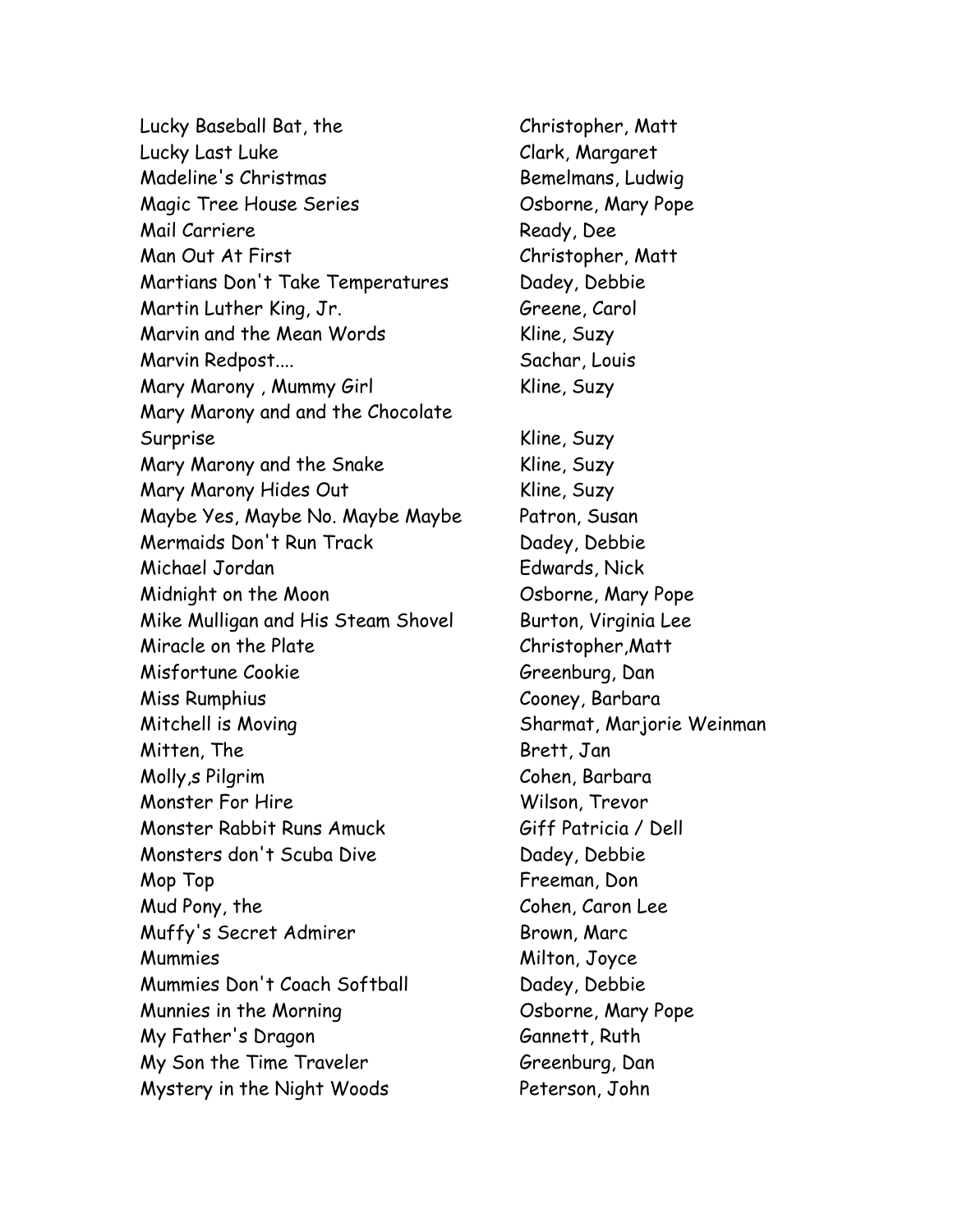| | |
|---|---|
| Lucky Baseball Bat, the | Christopher, Matt |
| Lucky Last Luke | Clark, Margaret |
| Madeline's Christmas | Bemelmans, Ludwig |
| Magic Tree House Series | Osborne, Mary Pope |
| Mail Carriere | Ready, Dee |
| Man Out At First | Christopher, Matt |
| Martians Don't Take Temperatures | Dadey, Debbie |
| Martin Luther King, Jr. | Greene, Carol |
| Marvin and the Mean Words | Kline, Suzy |
| Marvin Redpost.... | Sachar, Louis |
| Mary Marony , Mummy Girl | Kline, Suzy |
| Mary Marony and and the Chocolate Surprise | Kline, Suzy |
| Mary Marony and the Snake | Kline, Suzy |
| Mary Marony Hides Out | Kline, Suzy |
| Maybe Yes, Maybe No. Maybe Maybe | Patron, Susan |
| Mermaids Don't Run Track | Dadey, Debbie |
| Michael Jordan | Edwards, Nick |
| Midnight on the Moon | Osborne, Mary Pope |
| Mike Mulligan and His Steam Shovel | Burton, Virginia Lee |
| Miracle on the Plate | Christopher,Matt |
| Misfortune Cookie | Greenburg, Dan |
| Miss Rumphius | Cooney, Barbara |
| Mitchell is Moving | Sharmat, Marjorie Weinman |
| Mitten, The | Brett, Jan |
| Molly,s Pilgrim | Cohen, Barbara |
| Monster For Hire | Wilson, Trevor |
| Monster Rabbit Runs Amuck | Giff Patricia / Dell |
| Monsters don't Scuba Dive | Dadey, Debbie |
| Mop Top | Freeman, Don |
| Mud Pony, the | Cohen, Caron Lee |
| Muffy's Secret Admirer | Brown, Marc |
| Mummies | Milton, Joyce |
| Mummies Don't Coach Softball | Dadey, Debbie |
| Munnies in the Morning | Osborne, Mary Pope |
| My Father's Dragon | Gannett, Ruth |
| My Son the Time Traveler | Greenburg, Dan |
| Mystery in the Night Woods | Peterson, John |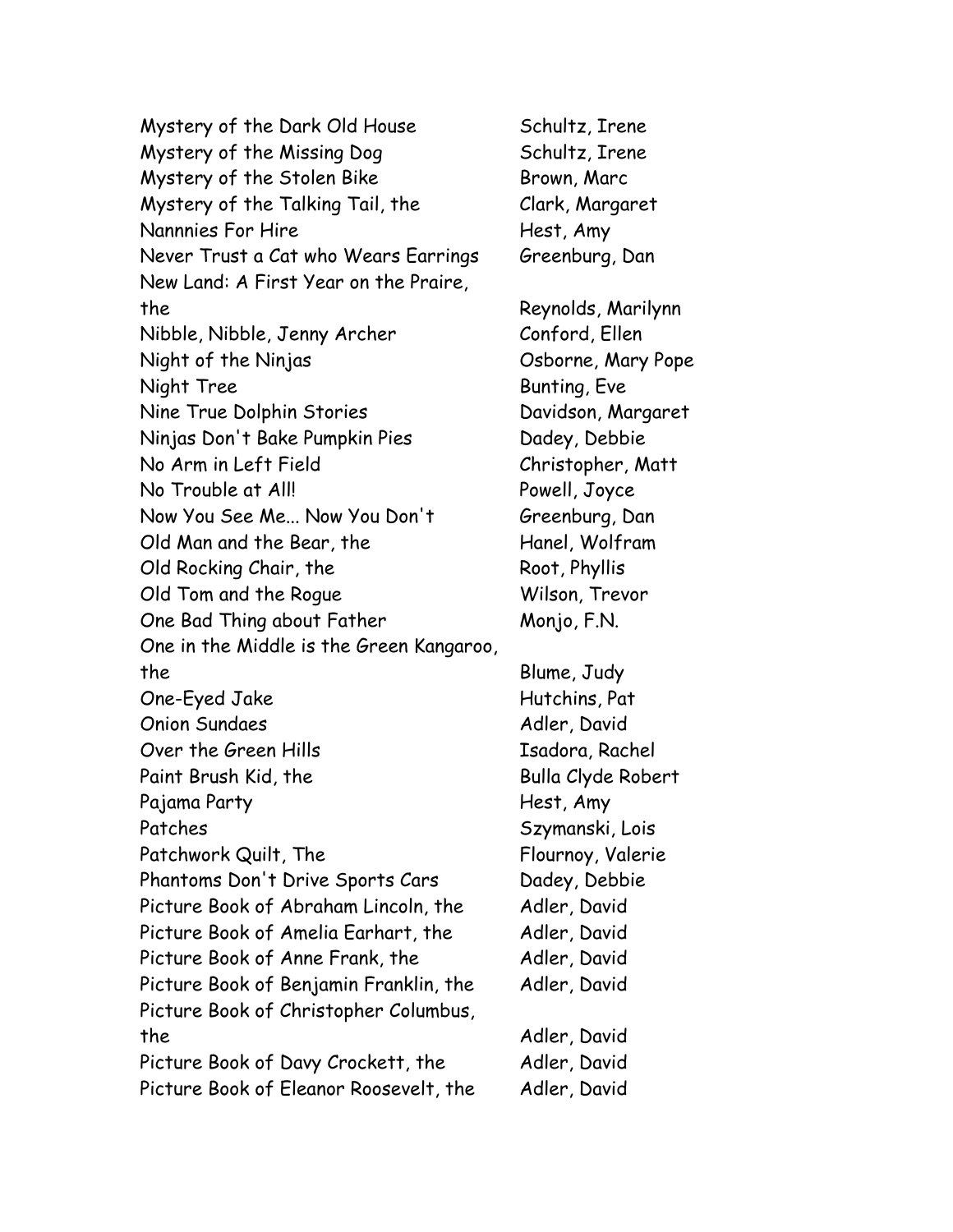| | |
|---|---|
| Mystery of the Dark Old House | Schultz, Irene |
| Mystery of the Missing Dog | Schultz, Irene |
| Mystery of the Stolen Bike | Brown, Marc |
| Mystery of the Talking Tail, the | Clark, Margaret |
| Nannnies For Hire | Hest, Amy |
| Never Trust a Cat who Wears Earrings | Greenburg, Dan |
| New Land: A First Year on the Praire, the | Reynolds, Marilynn |
| Nibble, Nibble, Jenny Archer | Conford, Ellen |
| Night of the Ninjas | Osborne, Mary Pope |
| Night Tree | Bunting, Eve |
| Nine True Dolphin Stories | Davidson, Margaret |
| Ninjas Don't Bake Pumpkin Pies | Dadey, Debbie |
| No Arm in Left Field | Christopher, Matt |
| No Trouble at All! | Powell, Joyce |
| Now You See Me... Now You Don't | Greenburg, Dan |
| Old Man and the Bear, the | Hanel, Wolfram |
| Old Rocking Chair, the | Root, Phyllis |
| Old Tom and the Rogue | Wilson, Trevor |
| One Bad Thing about Father | Monjo, F.N. |
| One in the Middle is the Green Kangaroo, the | Blume, Judy |
| One-Eyed Jake | Hutchins, Pat |
| Onion Sundaes | Adler, David |
| Over the Green Hills | Isadora, Rachel |
| Paint Brush Kid, the | Bulla Clyde Robert |
| Pajama Party | Hest, Amy |
| Patches | Szymanski, Lois |
| Patchwork Quilt, The | Flournoy, Valerie |
| Phantoms Don't Drive Sports Cars | Dadey, Debbie |
| Picture Book of Abraham Lincoln, the | Adler, David |
| Picture Book of Amelia Earhart, the | Adler, David |
| Picture Book of Anne Frank, the | Adler, David |
| Picture Book of Benjamin Franklin, the | Adler, David |
| Picture Book of Christopher Columbus, the | Adler, David |
| Picture Book of Davy Crockett, the | Adler, David |
| Picture Book of Eleanor Roosevelt, the | Adler, David |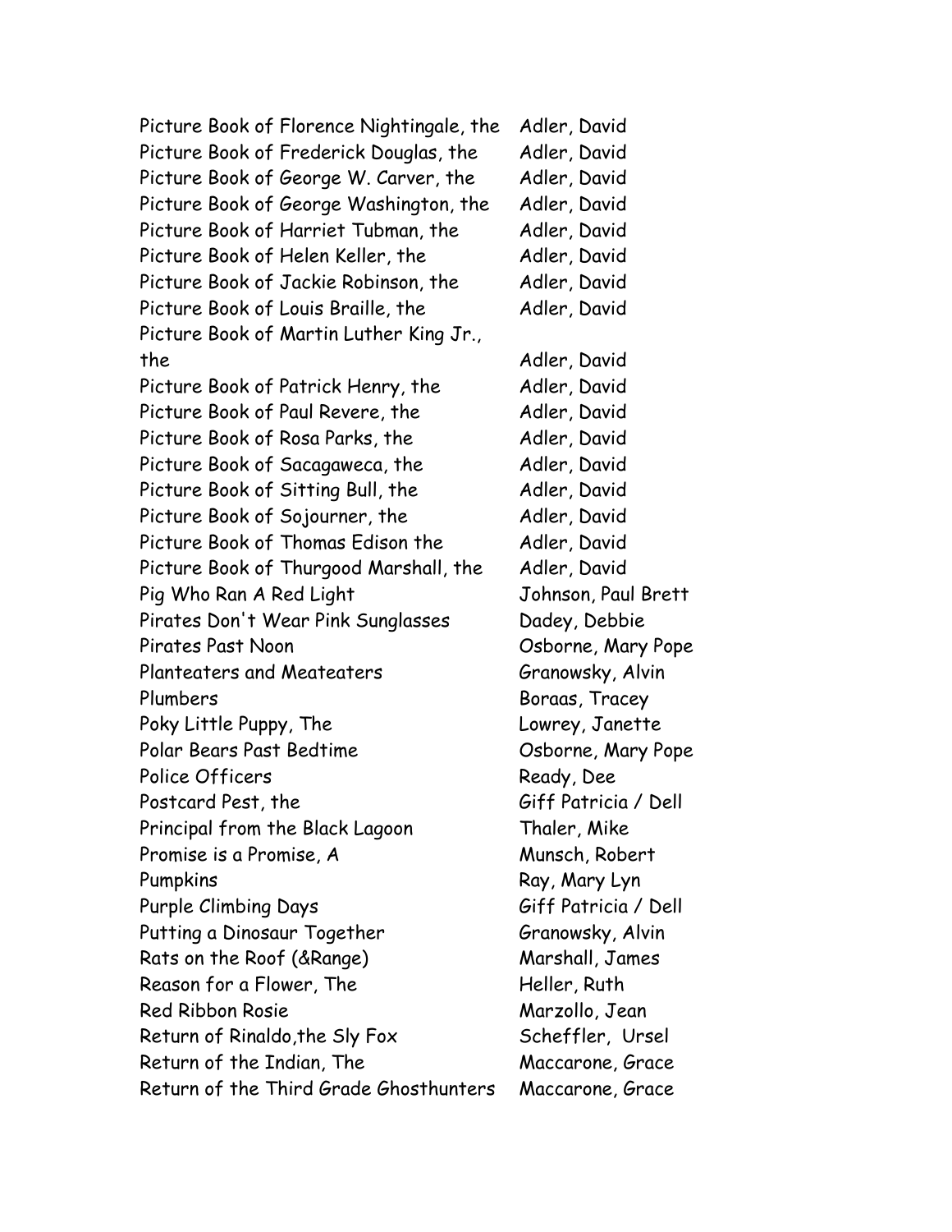| | |
|---|---|
| Picture Book of Florence Nightingale, the | Adler, David |
| Picture Book of Frederick Douglas, the | Adler, David |
| Picture Book of George W. Carver, the | Adler, David |
| Picture Book of George Washington, the | Adler, David |
| Picture Book of Harriet Tubman, the | Adler, David |
| Picture Book of Helen Keller, the | Adler, David |
| Picture Book of Jackie Robinson, the | Adler, David |
| Picture Book of Louis Braille, the | Adler, David |
| Picture Book of Martin Luther King Jr., the | Adler, David |
| Picture Book of Patrick Henry, the | Adler, David |
| Picture Book of Paul Revere, the | Adler, David |
| Picture Book of Rosa Parks, the | Adler, David |
| Picture Book of Sacagaweca, the | Adler, David |
| Picture Book of Sitting Bull, the | Adler, David |
| Picture Book of Sojourner, the | Adler, David |
| Picture Book of Thomas Edison the | Adler, David |
| Picture Book of Thurgood Marshall, the | Adler, David |
| Pig Who Ran A Red Light | Johnson, Paul Brett |
| Pirates Don't Wear Pink Sunglasses | Dadey, Debbie |
| Pirates Past Noon | Osborne, Mary Pope |
| Planteaters and Meateaters | Granowsky, Alvin |
| Plumbers | Boraas, Tracey |
| Poky Little Puppy, The | Lowrey, Janette |
| Polar Bears Past Bedtime | Osborne, Mary Pope |
| Police Officers | Ready, Dee |
| Postcard Pest, the | Giff Patricia / Dell |
| Principal from the Black Lagoon | Thaler, Mike |
| Promise is a Promise, A | Munsch, Robert |
| Pumpkins | Ray, Mary Lyn |
| Purple Climbing Days | Giff Patricia / Dell |
| Putting a Dinosaur Together | Granowsky, Alvin |
| Rats on the Roof (&Range) | Marshall, James |
| Reason for a Flower, The | Heller, Ruth |
| Red Ribbon Rosie | Marzollo, Jean |
| Return of Rinaldo,the Sly Fox | Scheffler, Ursel |
| Return of the Indian, The | Maccarone, Grace |
| Return of the Third Grade Ghosthunters | Maccarone, Grace |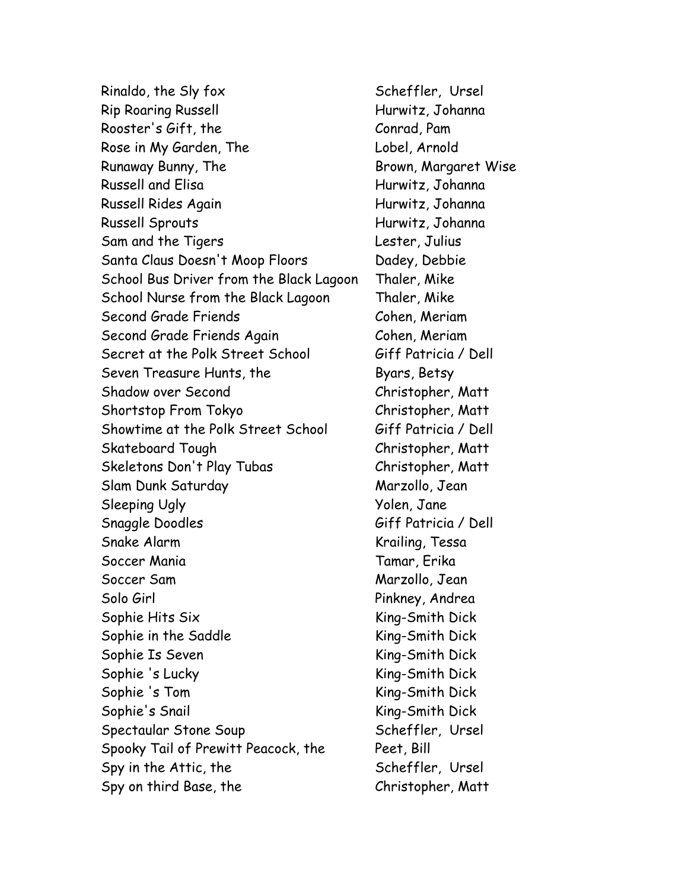| | |
|---|---|
| Rinaldo, the Sly fox | Scheffler, Ursel |
| Rip Roaring Russell | Hurwitz, Johanna |
| Rooster's Gift, the | Conrad, Pam |
| Rose in My Garden, The | Lobel, Arnold |
| Runaway Bunny, The | Brown, Margaret Wise |
| Russell and Elisa | Hurwitz, Johanna |
| Russell Rides Again | Hurwitz, Johanna |
| Russell Sprouts | Hurwitz, Johanna |
| Sam and the Tigers | Lester, Julius |
| Santa Claus Doesn't Moop Floors | Dadey, Debbie |
| School Bus Driver from the Black Lagoon | Thaler, Mike |
| School Nurse from the Black Lagoon | Thaler, Mike |
| Second Grade Friends | Cohen, Meriam |
| Second Grade Friends Again | Cohen, Meriam |
| Secret at the Polk Street School | Giff Patricia / Dell |
| Seven Treasure Hunts, the | Byars, Betsy |
| Shadow over Second | Christopher, Matt |
| Shortstop From Tokyo | Christopher, Matt |
| Showtime at the Polk Street School | Giff Patricia / Dell |
| Skateboard Tough | Christopher, Matt |
| Skeletons Don't Play Tubas | Christopher, Matt |
| Slam Dunk Saturday | Marzollo, Jean |
| Sleeping Ugly | Yolen, Jane |
| Snaggle Doodles | Giff Patricia / Dell |
| Snake Alarm | Krailing, Tessa |
| Soccer Mania | Tamar, Erika |
| Soccer Sam | Marzollo, Jean |
| Solo Girl | Pinkney, Andrea |
| Sophie Hits Six | King-Smith Dick |
| Sophie in the Saddle | King-Smith Dick |
| Sophie Is Seven | King-Smith Dick |
| Sophie 's Lucky | King-Smith Dick |
| Sophie 's Tom | King-Smith Dick |
| Sophie's Snail | King-Smith Dick |
| Spectaular Stone Soup | Scheffler, Ursel |
| Spooky Tail of Prewitt Peacock, the | Peet, Bill |
| Spy in the Attic, the | Scheffler, Ursel |
| Spy on third Base, the | Christopher, Matt |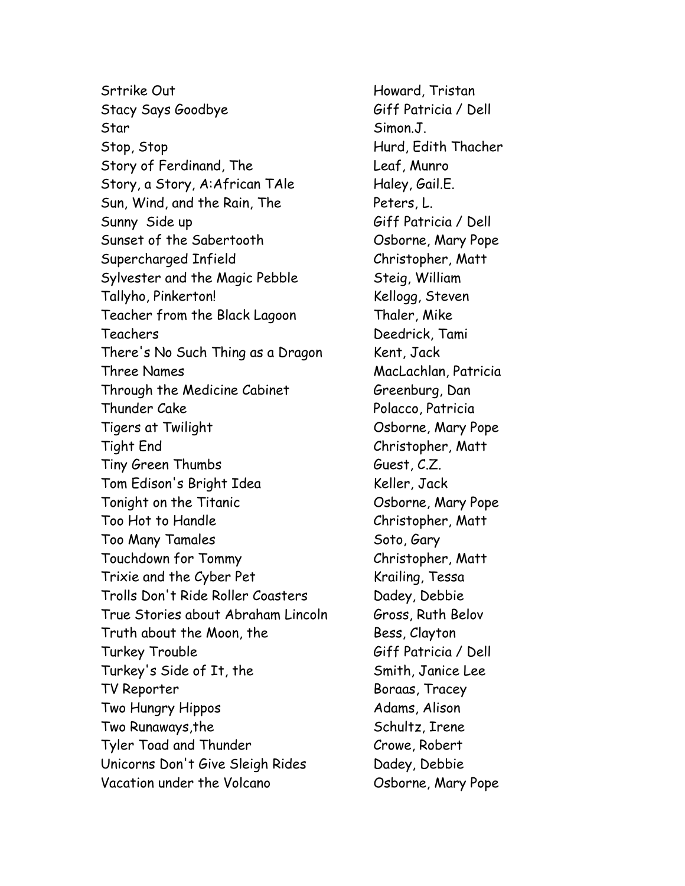| | |
|---|---|
| Srtrike Out | Howard, Tristan |
| Stacy Says Goodbye | Giff Patricia / Dell |
| Star | Simon.J. |
| Stop, Stop | Hurd, Edith Thacher |
| Story of Ferdinand, The | Leaf, Munro |
| Story, a Story, A:African TAle | Haley, Gail.E. |
| Sun, Wind, and the Rain, The | Peters, L. |
| Sunny  Side up | Giff Patricia / Dell |
| Sunset of the Sabertooth | Osborne, Mary Pope |
| Supercharged Infield | Christopher, Matt |
| Sylvester and the Magic Pebble | Steig, William |
| Tallyho, Pinkerton! | Kellogg, Steven |
| Teacher from the Black Lagoon | Thaler, Mike |
| Teachers | Deedrick, Tami |
| There's No Such Thing as a Dragon | Kent, Jack |
| Three Names | MacLachlan, Patricia |
| Through the Medicine Cabinet | Greenburg, Dan |
| Thunder Cake | Polacco, Patricia |
| Tigers at Twilight | Osborne, Mary Pope |
| Tight End | Christopher, Matt |
| Tiny Green Thumbs | Guest, C.Z. |
| Tom Edison's Bright Idea | Keller, Jack |
| Tonight on the Titanic | Osborne, Mary Pope |
| Too Hot to Handle | Christopher, Matt |
| Too Many Tamales | Soto, Gary |
| Touchdown for Tommy | Christopher, Matt |
| Trixie and the Cyber Pet | Krailing, Tessa |
| Trolls Don't Ride Roller Coasters | Dadey, Debbie |
| True Stories about Abraham Lincoln | Gross, Ruth Belov |
| Truth about the Moon, the | Bess, Clayton |
| Turkey Trouble | Giff Patricia / Dell |
| Turkey's Side of It, the | Smith, Janice Lee |
| TV Reporter | Boraas, Tracey |
| Two Hungry Hippos | Adams, Alison |
| Two Runaways,the | Schultz, Irene |
| Tyler Toad and Thunder | Crowe, Robert |
| Unicorns Don't Give Sleigh Rides | Dadey, Debbie |
| Vacation under the Volcano | Osborne, Mary Pope |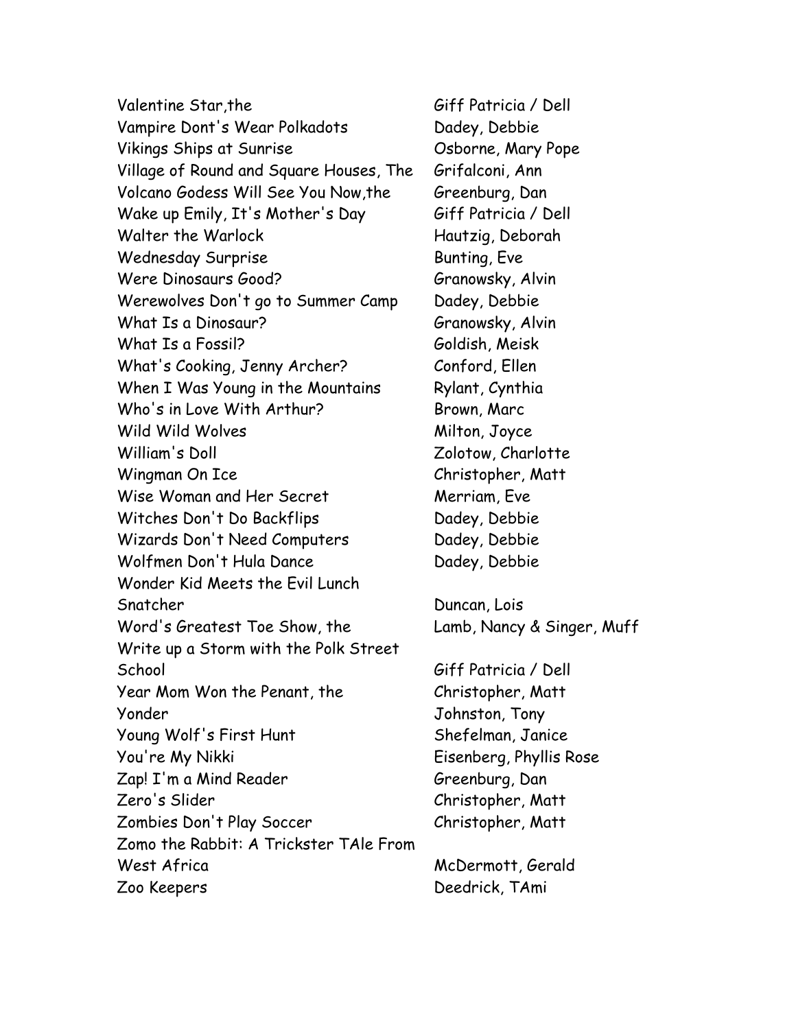| | |
|---|---|
| Valentine Star,the | Giff Patricia / Dell |
| Vampire Dont's Wear Polkadots | Dadey, Debbie |
| Vikings Ships at Sunrise | Osborne, Mary Pope |
| Village of Round and Square Houses, The | Grifalconi, Ann |
| Volcano Godess Will See You Now,the | Greenburg, Dan |
| Wake up Emily, It's Mother's Day | Giff Patricia / Dell |
| Walter the Warlock | Hautzig, Deborah |
| Wednesday Surprise | Bunting, Eve |
| Were Dinosaurs Good? | Granowsky, Alvin |
| Werewolves Don't go to Summer Camp | Dadey, Debbie |
| What Is a Dinosaur? | Granowsky, Alvin |
| What Is a Fossil? | Goldish, Meisk |
| What's Cooking, Jenny Archer? | Conford, Ellen |
| When I Was Young in the Mountains | Rylant, Cynthia |
| Who's in Love With Arthur? | Brown, Marc |
| Wild Wild Wolves | Milton, Joyce |
| William's Doll | Zolotow, Charlotte |
| Wingman On Ice | Christopher, Matt |
| Wise Woman and Her Secret | Merriam, Eve |
| Witches Don't Do Backflips | Dadey, Debbie |
| Wizards Don't Need Computers | Dadey, Debbie |
| Wolfmen Don't Hula Dance | Dadey, Debbie |
| Wonder Kid Meets the Evil Lunch Snatcher | Duncan, Lois |
| Word's Greatest Toe Show, the | Lamb, Nancy & Singer, Muff |
| Write up a Storm with the Polk Street School | Giff Patricia / Dell |
| Year Mom Won the Penant, the | Christopher, Matt |
| Yonder | Johnston, Tony |
| Young Wolf's First Hunt | Shefelman, Janice |
| You're My Nikki | Eisenberg, Phyllis Rose |
| Zap! I'm a Mind Reader | Greenburg, Dan |
| Zero's Slider | Christopher, Matt |
| Zombies Don't Play Soccer | Christopher, Matt |
| Zomo the Rabbit: A Trickster TAle From West Africa | McDermott, Gerald |
| Zoo Keepers | Deedrick, TAmi |